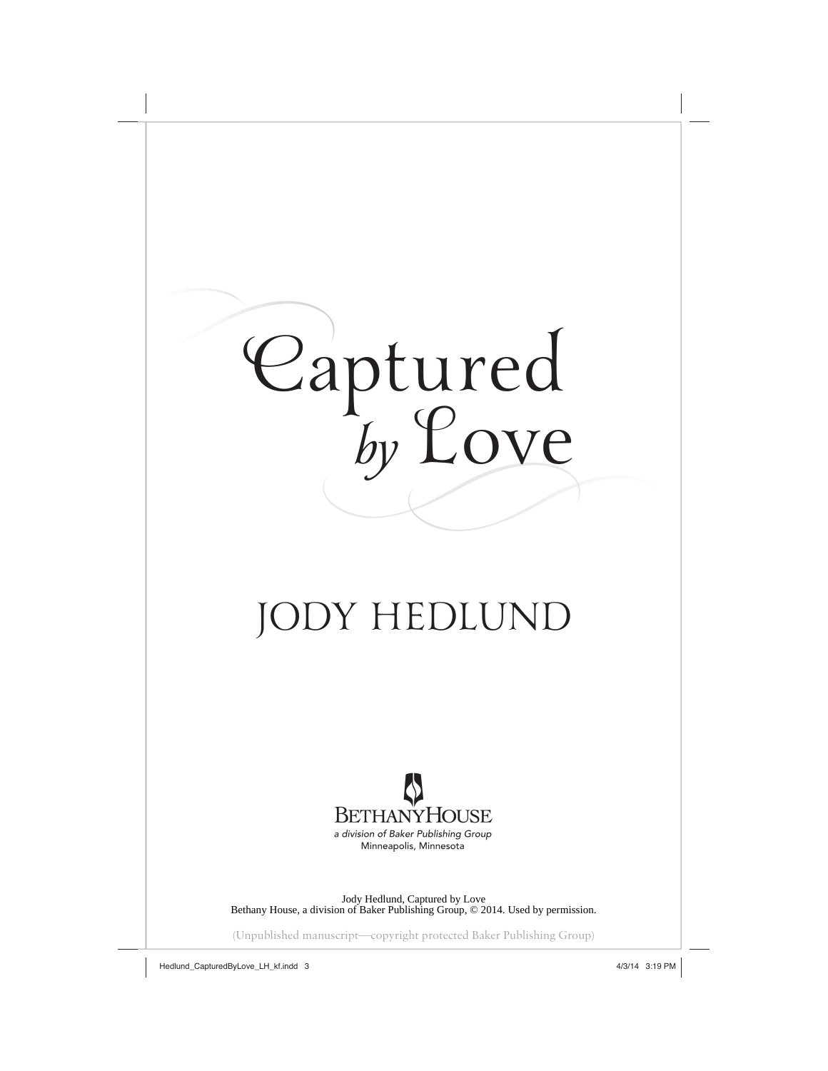# Captured *by* Love

## JODY HEDLUND

BETHANYHOUSE

*a division of Baker Publishing Group*

Minneapolis, Minnesota

Jody Hedlund, Captured by Love
Bethany House, a division of Baker Publishing Group, © 2014. Used by permission.

(Unpublished manuscript—copyright protected Baker Publishing Group)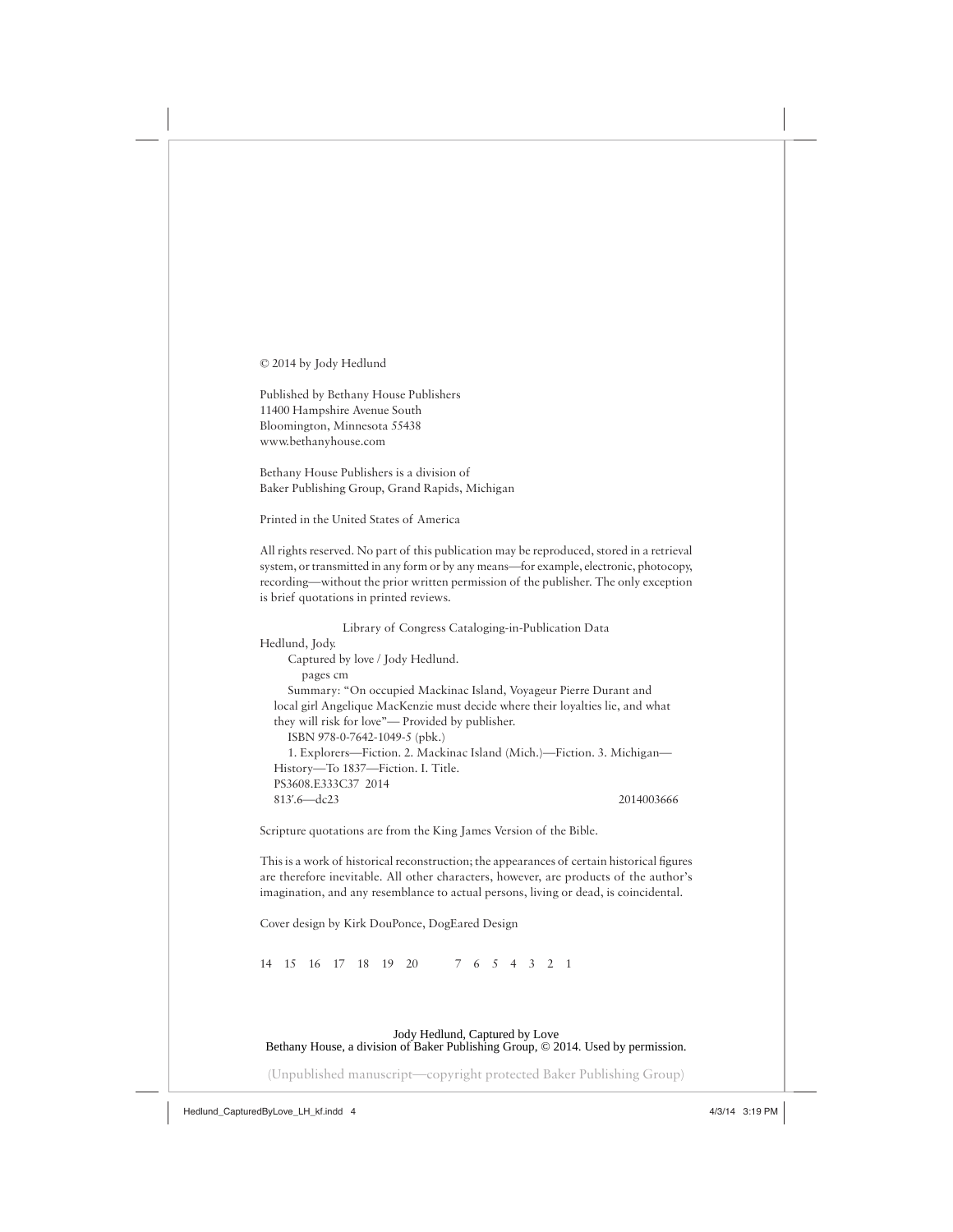© 2014 by Jody Hedlund

Published by Bethany House Publishers
11400 Hampshire Avenue South
Bloomington, Minnesota 55438
www.bethanyhouse.com

Bethany House Publishers is a division of
Baker Publishing Group, Grand Rapids, Michigan

Printed in the United States of America

All rights reserved. No part of this publication may be reproduced, stored in a retrieval system, or transmitted in any form or by any means—for example, electronic, photocopy, recording—without the prior written permission of the publisher. The only exception is brief quotations in printed reviews.

Library of Congress Cataloging-in-Publication Data

Hedlund, Jody.
Captured by love / Jody Hedlund.
pages cm
Summary: "On occupied Mackinac Island, Voyageur Pierre Durant and local girl Angelique MacKenzie must decide where their loyalties lie, and what they will risk for love"— Provided by publisher.
ISBN 978-0-7642-1049-5 (pbk.)
1. Explorers—Fiction. 2. Mackinac Island (Mich.)—Fiction. 3. Michigan—History—To 1837—Fiction. I. Title.
PS3608.E333C37 2014
813′.6—dc23 2014003666

Scripture quotations are from the King James Version of the Bible.

This is a work of historical reconstruction; the appearances of certain historical figures are therefore inevitable. All other characters, however, are products of the author's imagination, and any resemblance to actual persons, living or dead, is coincidental.

Cover design by Kirk DouPonce, DogEared Design

14 15 16 17 18 19 20 7 6 5 4 3 2 1

Jody Hedlund, Captured by Love
Bethany House, a division of Baker Publishing Group, © 2014. Used by permission.

(Unpublished manuscript—copyright protected Baker Publishing Group)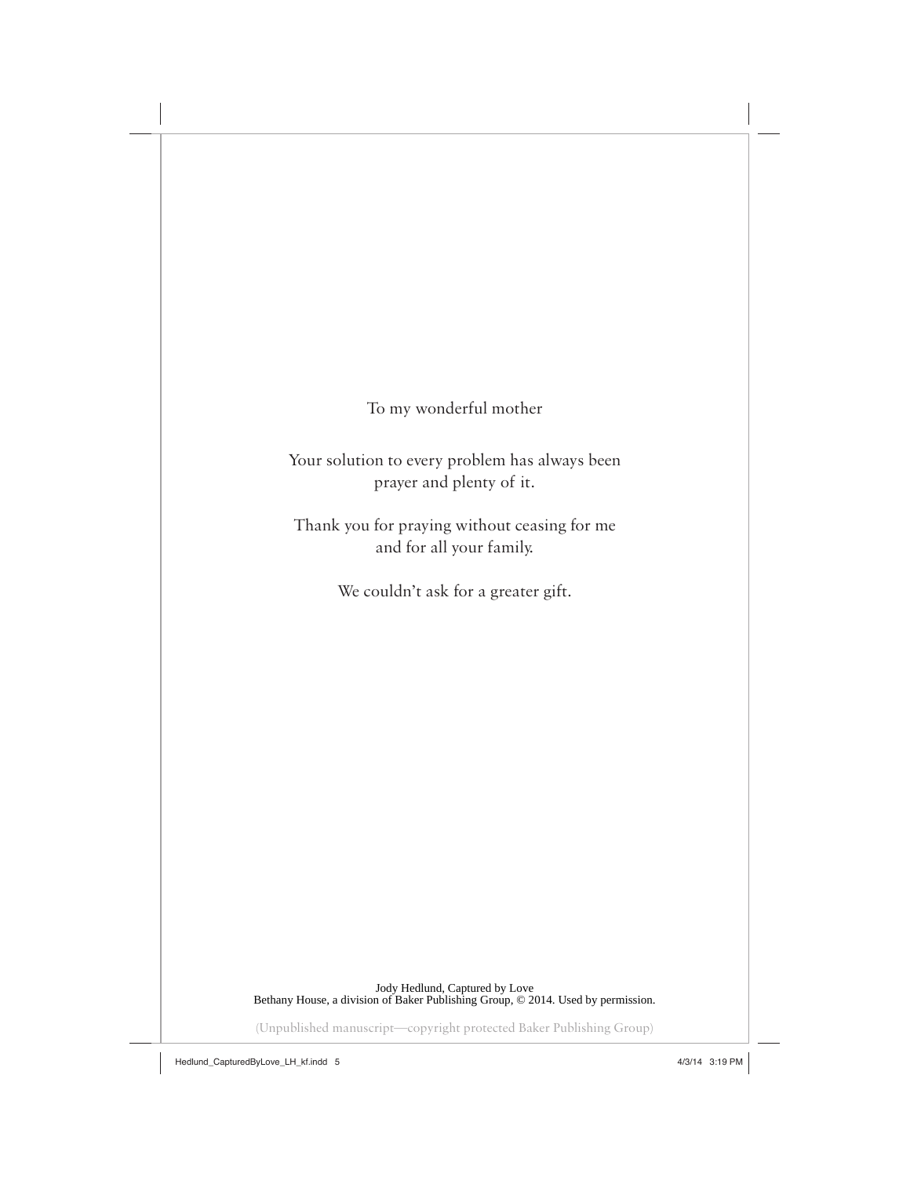To my wonderful mother

Your solution to every problem has always been
prayer and plenty of it.

Thank you for praying without ceasing for me
and for all your family.

We couldn't ask for a greater gift.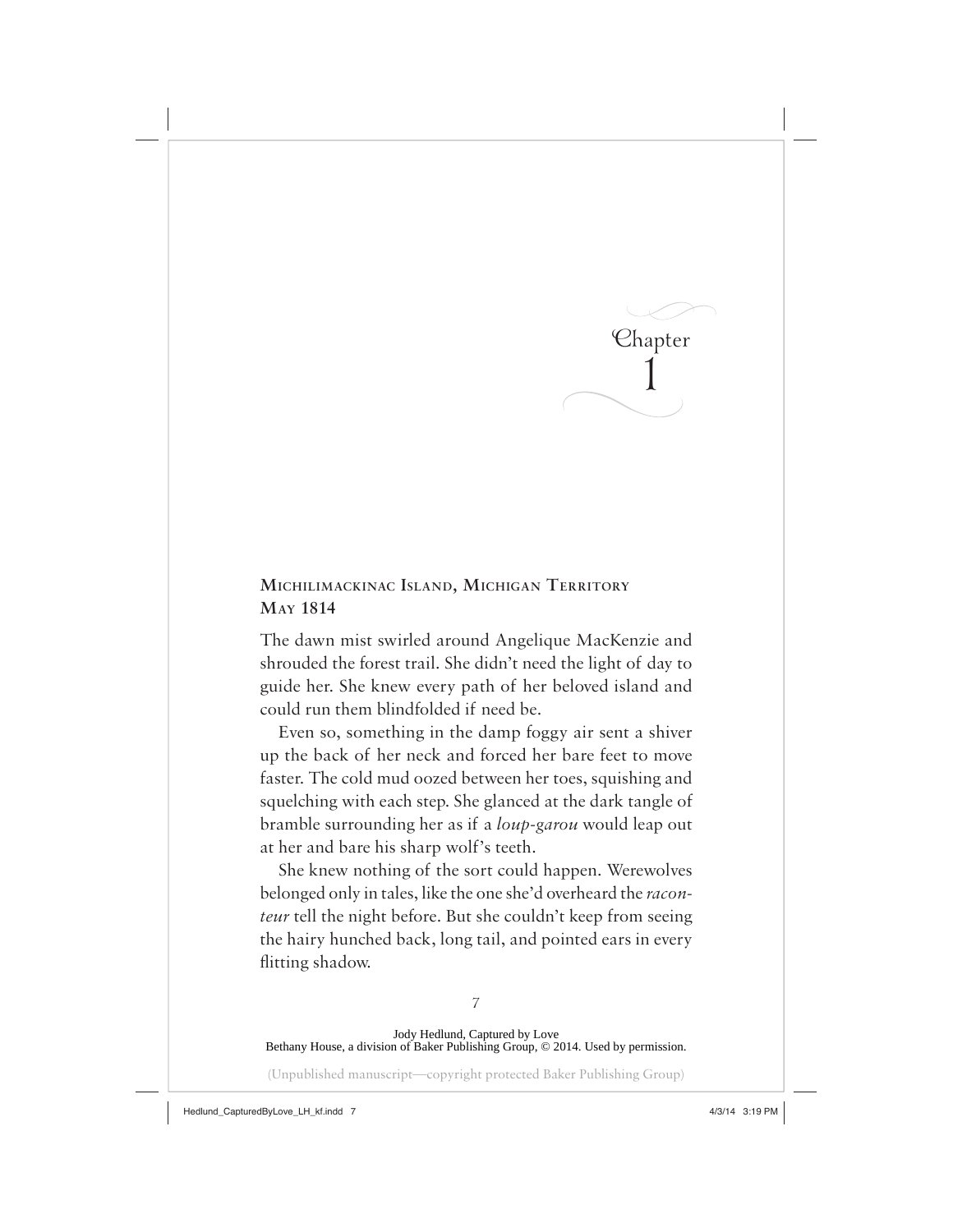# Chapter 1

**Michilimackinac Island, Michigan Territory**
**May 1814**

The dawn mist swirled around Angelique MacKenzie and shrouded the forest trail. She didn't need the light of day to guide her. She knew every path of her beloved island and could run them blindfolded if need be.

Even so, something in the damp foggy air sent a shiver up the back of her neck and forced her bare feet to move faster. The cold mud oozed between her toes, squishing and squelching with each step. She glanced at the dark tangle of bramble surrounding her as if a *loup-garou* would leap out at her and bare his sharp wolf's teeth.

She knew nothing of the sort could happen. Werewolves belonged only in tales, like the one she'd overheard the *raconteur* tell the night before. But she couldn't keep from seeing the hairy hunched back, long tail, and pointed ears in every flitting shadow.

Jody Hedlund, Captured by Love
Bethany House, a division of Baker Publishing Group, © 2014. Used by permission.

(Unpublished manuscript—copyright protected Baker Publishing Group)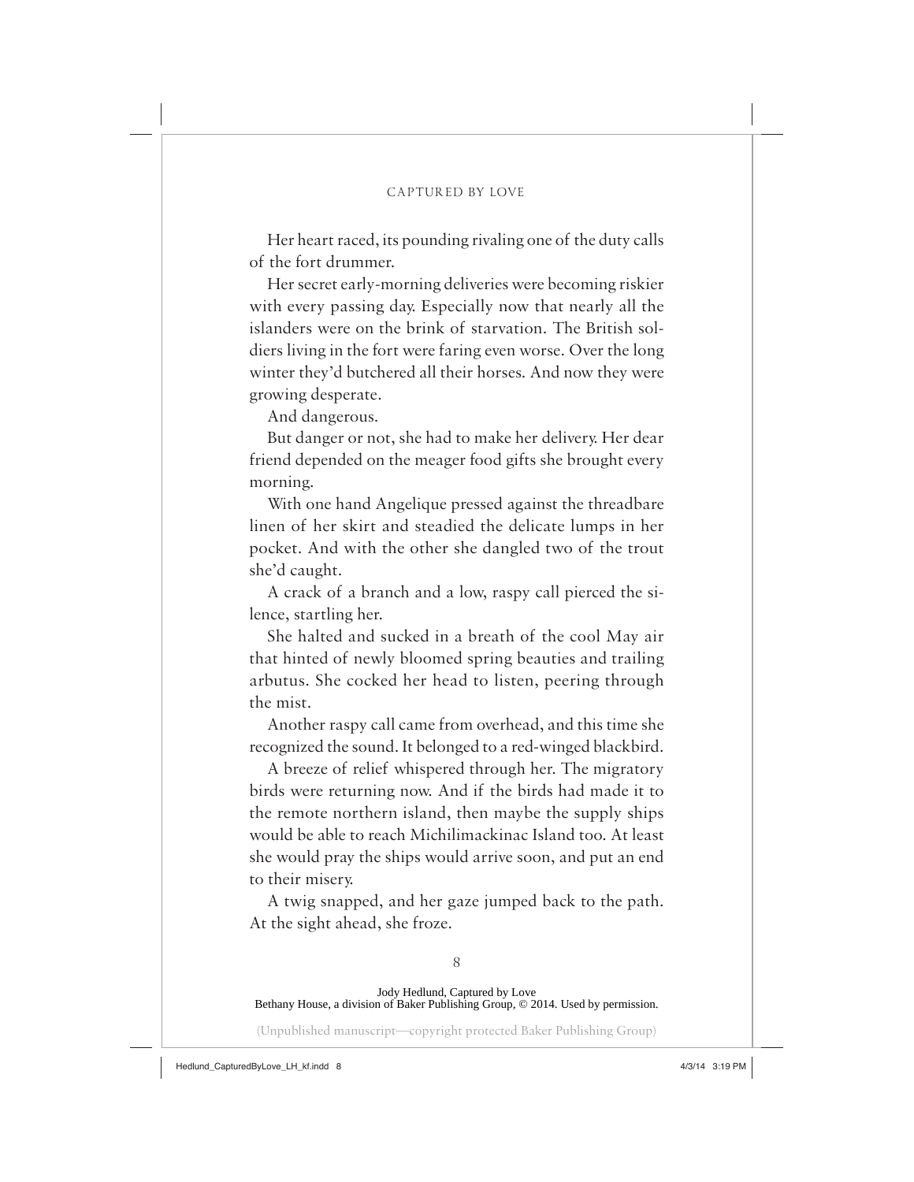Her heart raced, its pounding rivaling one of the duty calls of the fort drummer.

Her secret early-morning deliveries were becoming riskier with every passing day. Especially now that nearly all the islanders were on the brink of starvation. The British soldiers living in the fort were faring even worse. Over the long winter they'd butchered all their horses. And now they were growing desperate.

And dangerous.

But danger or not, she had to make her delivery. Her dear friend depended on the meager food gifts she brought every morning.

With one hand Angelique pressed against the threadbare linen of her skirt and steadied the delicate lumps in her pocket. And with the other she dangled two of the trout she'd caught.

A crack of a branch and a low, raspy call pierced the silence, startling her.

She halted and sucked in a breath of the cool May air that hinted of newly bloomed spring beauties and trailing arbutus. She cocked her head to listen, peering through the mist.

Another raspy call came from overhead, and this time she recognized the sound. It belonged to a red-winged blackbird.

A breeze of relief whispered through her. The migratory birds were returning now. And if the birds had made it to the remote northern island, then maybe the supply ships would be able to reach Michilimackinac Island too. At least she would pray the ships would arrive soon, and put an end to their misery.

A twig snapped, and her gaze jumped back to the path. At the sight ahead, she froze.

Jody Hedlund, Captured by Love
Bethany House, a division of Baker Publishing Group, © 2014. Used by permission.

(Unpublished manuscript—copyright protected Baker Publishing Group)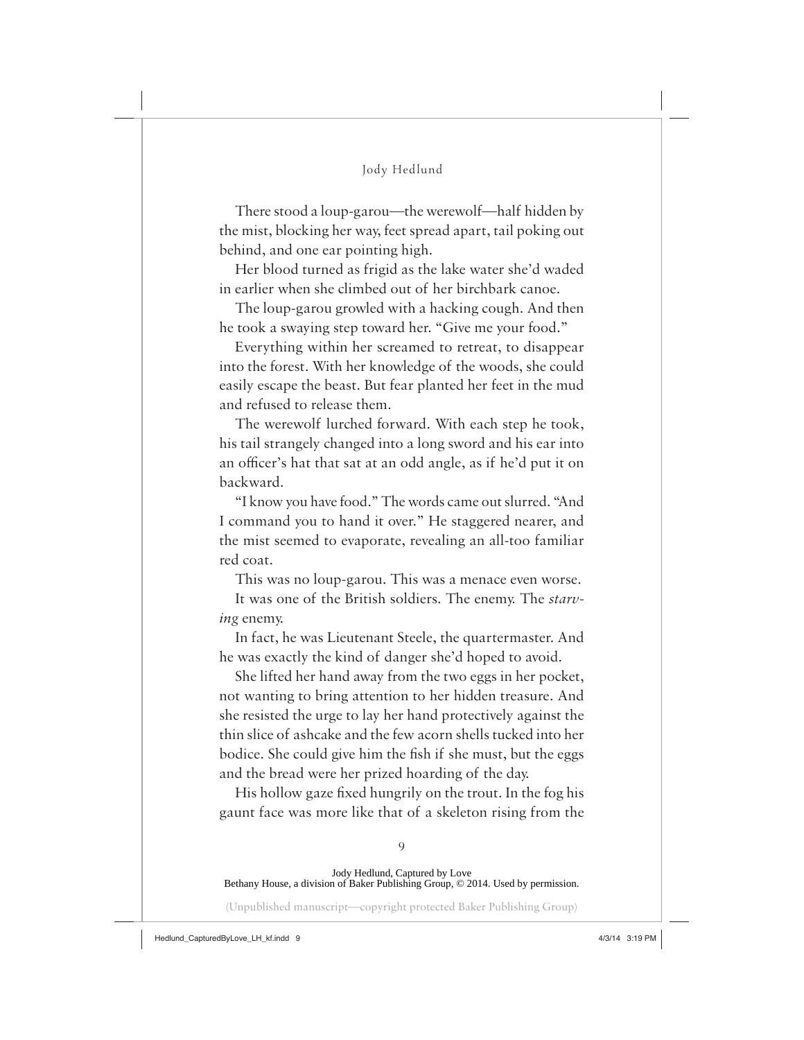There stood a loup-garou—the werewolf—half hidden by the mist, blocking her way, feet spread apart, tail poking out behind, and one ear pointing high.

Her blood turned as frigid as the lake water she'd waded in earlier when she climbed out of her birchbark canoe.

The loup-garou growled with a hacking cough. And then he took a swaying step toward her. "Give me your food."

Everything within her screamed to retreat, to disappear into the forest. With her knowledge of the woods, she could easily escape the beast. But fear planted her feet in the mud and refused to release them.

The werewolf lurched forward. With each step he took, his tail strangely changed into a long sword and his ear into an officer's hat that sat at an odd angle, as if he'd put it on backward.

"I know you have food." The words came out slurred. "And I command you to hand it over." He staggered nearer, and the mist seemed to evaporate, revealing an all-too familiar red coat.

This was no loup-garou. This was a menace even worse.

It was one of the British soldiers. The enemy. The *starving* enemy.

In fact, he was Lieutenant Steele, the quartermaster. And he was exactly the kind of danger she'd hoped to avoid.

She lifted her hand away from the two eggs in her pocket, not wanting to bring attention to her hidden treasure. And she resisted the urge to lay her hand protectively against the thin slice of ashcake and the few acorn shells tucked into her bodice. She could give him the fish if she must, but the eggs and the bread were her prized hoarding of the day.

His hollow gaze fixed hungrily on the trout. In the fog his gaunt face was more like that of a skeleton rising from the

Jody Hedlund, Captured by Love
Bethany House, a division of Baker Publishing Group, © 2014. Used by permission.

(Unpublished manuscript—copyright protected Baker Publishing Group)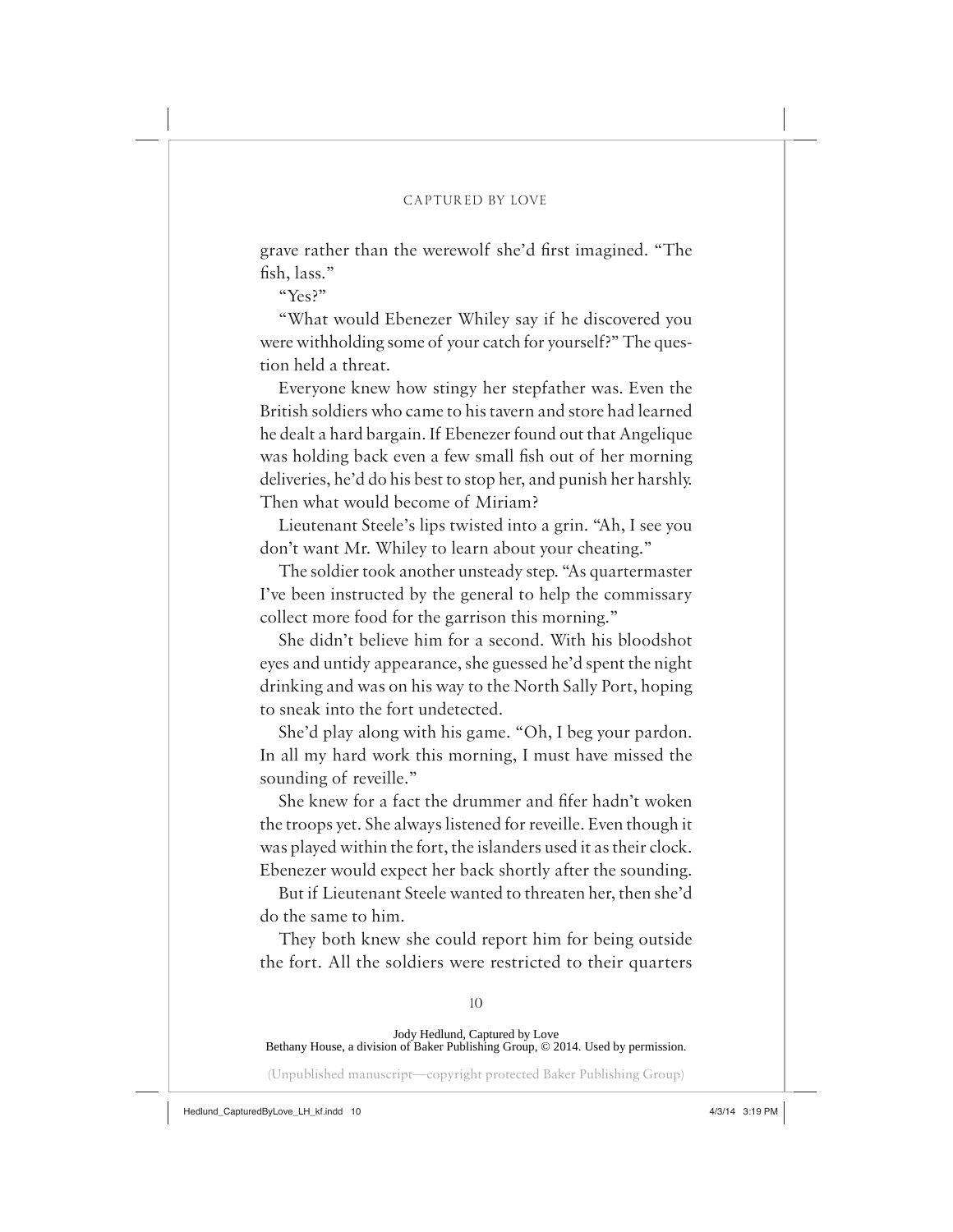grave rather than the werewolf she'd first imagined. "The fish, lass."

"Yes?"

"What would Ebenezer Whiley say if he discovered you were withholding some of your catch for yourself?" The question held a threat.

Everyone knew how stingy her stepfather was. Even the British soldiers who came to his tavern and store had learned he dealt a hard bargain. If Ebenezer found out that Angelique was holding back even a few small fish out of her morning deliveries, he'd do his best to stop her, and punish her harshly. Then what would become of Miriam?

Lieutenant Steele's lips twisted into a grin. "Ah, I see you don't want Mr. Whiley to learn about your cheating."

The soldier took another unsteady step. "As quartermaster I've been instructed by the general to help the commissary collect more food for the garrison this morning."

She didn't believe him for a second. With his bloodshot eyes and untidy appearance, she guessed he'd spent the night drinking and was on his way to the North Sally Port, hoping to sneak into the fort undetected.

She'd play along with his game. "Oh, I beg your pardon. In all my hard work this morning, I must have missed the sounding of reveille."

She knew for a fact the drummer and fifer hadn't woken the troops yet. She always listened for reveille. Even though it was played within the fort, the islanders used it as their clock. Ebenezer would expect her back shortly after the sounding.

But if Lieutenant Steele wanted to threaten her, then she'd do the same to him.

They both knew she could report him for being outside the fort. All the soldiers were restricted to their quarters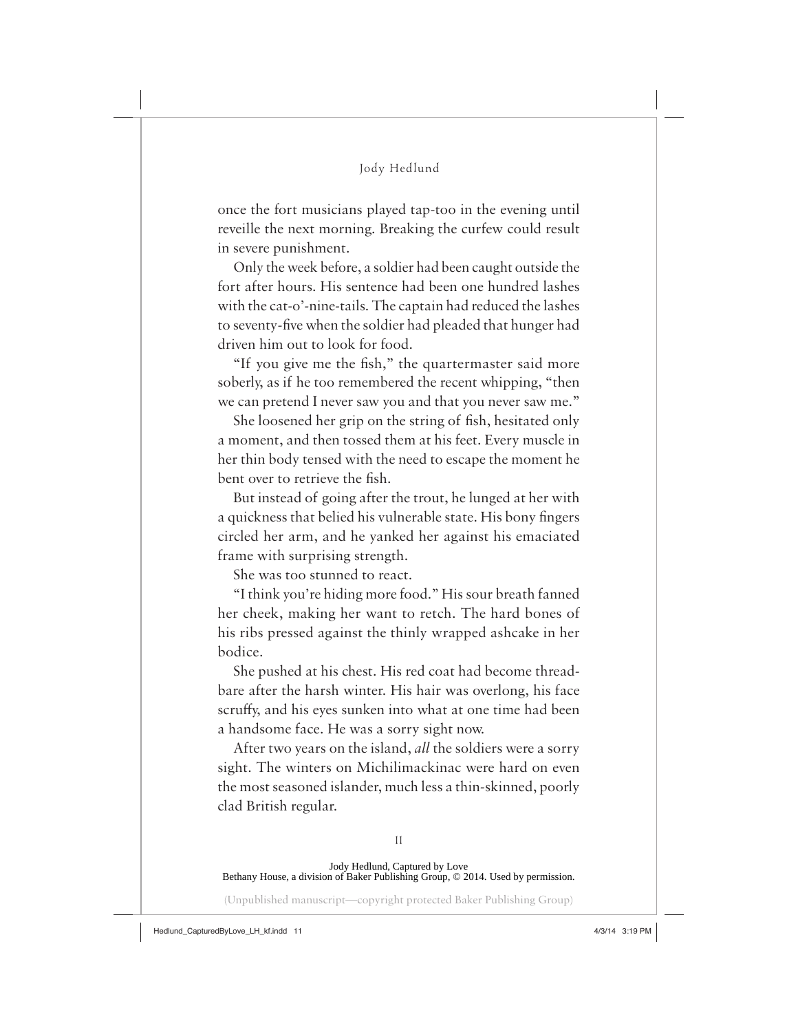once the fort musicians played tap-too in the evening until reveille the next morning. Breaking the curfew could result in severe punishment.

Only the week before, a soldier had been caught outside the fort after hours. His sentence had been one hundred lashes with the cat-o'-nine-tails. The captain had reduced the lashes to seventy-five when the soldier had pleaded that hunger had driven him out to look for food.

"If you give me the fish," the quartermaster said more soberly, as if he too remembered the recent whipping, "then we can pretend I never saw you and that you never saw me."

She loosened her grip on the string of fish, hesitated only a moment, and then tossed them at his feet. Every muscle in her thin body tensed with the need to escape the moment he bent over to retrieve the fish.

But instead of going after the trout, he lunged at her with a quickness that belied his vulnerable state. His bony fingers circled her arm, and he yanked her against his emaciated frame with surprising strength.

She was too stunned to react.

"I think you're hiding more food." His sour breath fanned her cheek, making her want to retch. The hard bones of his ribs pressed against the thinly wrapped ashcake in her bodice.

She pushed at his chest. His red coat had become threadbare after the harsh winter. His hair was overlong, his face scruffy, and his eyes sunken into what at one time had been a handsome face. He was a sorry sight now.

After two years on the island, *all* the soldiers were a sorry sight. The winters on Michilimackinac were hard on even the most seasoned islander, much less a thin-skinned, poorly clad British regular.

Jody Hedlund, Captured by Love
Bethany House, a division of Baker Publishing Group, © 2014. Used by permission.

(Unpublished manuscript—copyright protected Baker Publishing Group)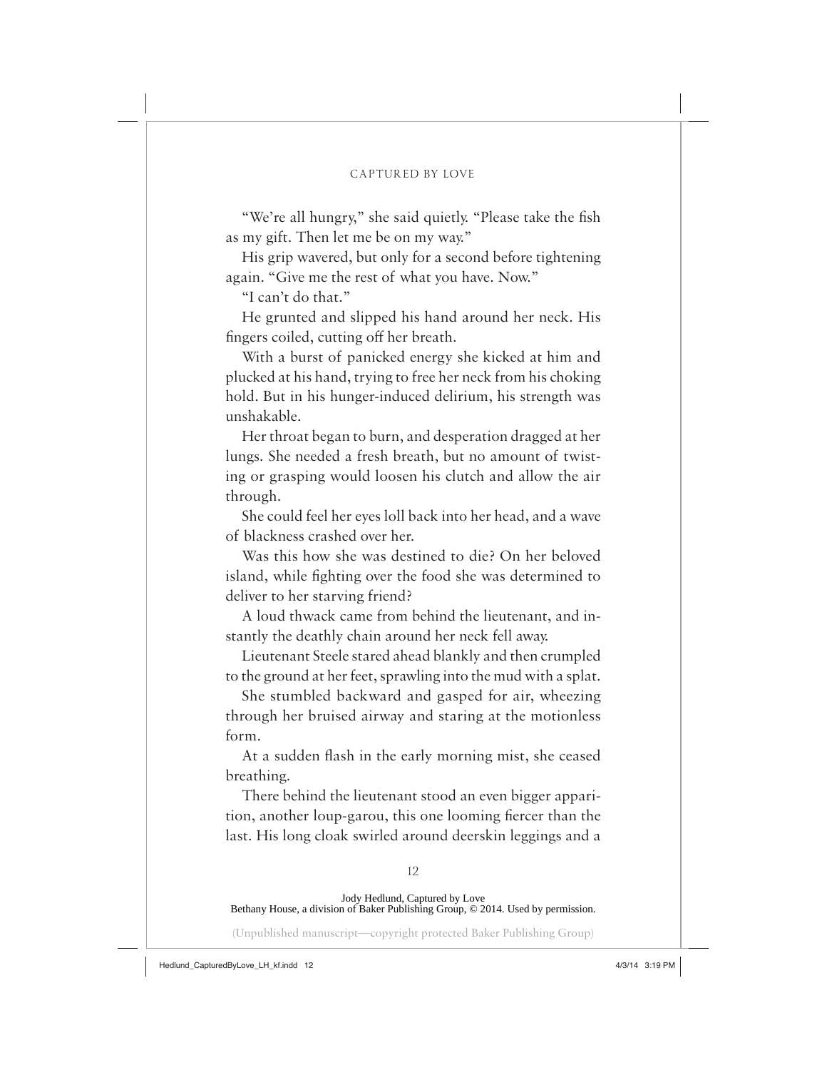"We're all hungry," she said quietly. "Please take the fish as my gift. Then let me be on my way."

His grip wavered, but only for a second before tightening again. "Give me the rest of what you have. Now."

"I can't do that."

He grunted and slipped his hand around her neck. His fingers coiled, cutting off her breath.

With a burst of panicked energy she kicked at him and plucked at his hand, trying to free her neck from his choking hold. But in his hunger-induced delirium, his strength was unshakable.

Her throat began to burn, and desperation dragged at her lungs. She needed a fresh breath, but no amount of twisting or grasping would loosen his clutch and allow the air through.

She could feel her eyes loll back into her head, and a wave of blackness crashed over her.

Was this how she was destined to die? On her beloved island, while fighting over the food she was determined to deliver to her starving friend?

A loud thwack came from behind the lieutenant, and instantly the deathly chain around her neck fell away.

Lieutenant Steele stared ahead blankly and then crumpled to the ground at her feet, sprawling into the mud with a splat.

She stumbled backward and gasped for air, wheezing through her bruised airway and staring at the motionless form.

At a sudden flash in the early morning mist, she ceased breathing.

There behind the lieutenant stood an even bigger apparition, another loup-garou, this one looming fiercer than the last. His long cloak swirled around deerskin leggings and a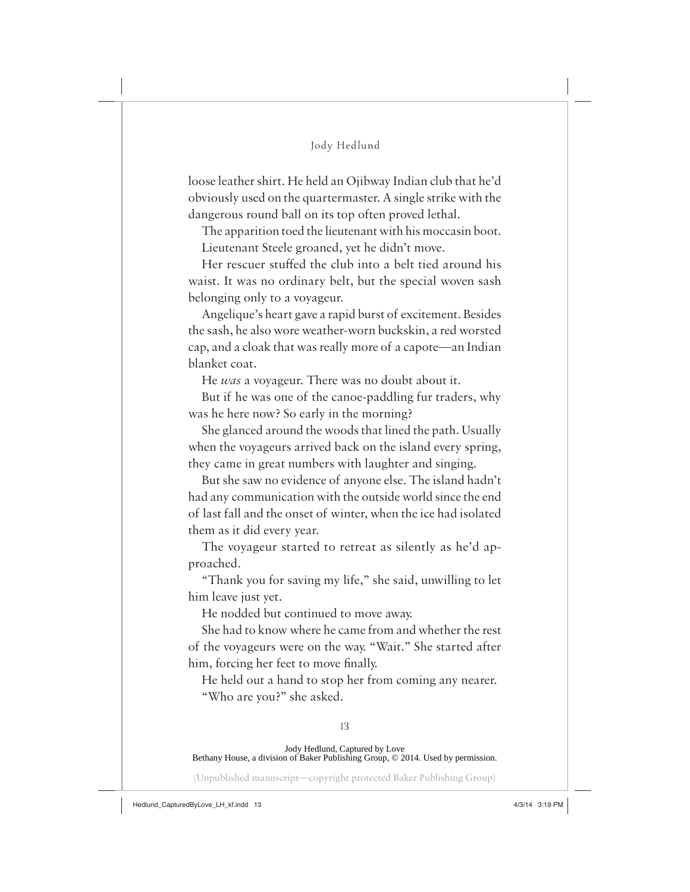loose leather shirt. He held an Ojibway Indian club that he'd obviously used on the quartermaster. A single strike with the dangerous round ball on its top often proved lethal.

The apparition toed the lieutenant with his moccasin boot.

Lieutenant Steele groaned, yet he didn't move.

Her rescuer stuffed the club into a belt tied around his waist. It was no ordinary belt, but the special woven sash belonging only to a voyageur.

Angelique's heart gave a rapid burst of excitement. Besides the sash, he also wore weather-worn buckskin, a red worsted cap, and a cloak that was really more of a capote—an Indian blanket coat.

He *was* a voyageur. There was no doubt about it.

But if he was one of the canoe-paddling fur traders, why was he here now? So early in the morning?

She glanced around the woods that lined the path. Usually when the voyageurs arrived back on the island every spring, they came in great numbers with laughter and singing.

But she saw no evidence of anyone else. The island hadn't had any communication with the outside world since the end of last fall and the onset of winter, when the ice had isolated them as it did every year.

The voyageur started to retreat as silently as he'd approached.

"Thank you for saving my life," she said, unwilling to let him leave just yet.

He nodded but continued to move away.

She had to know where he came from and whether the rest of the voyageurs were on the way. "Wait." She started after him, forcing her feet to move finally.

He held out a hand to stop her from coming any nearer.

"Who are you?" she asked.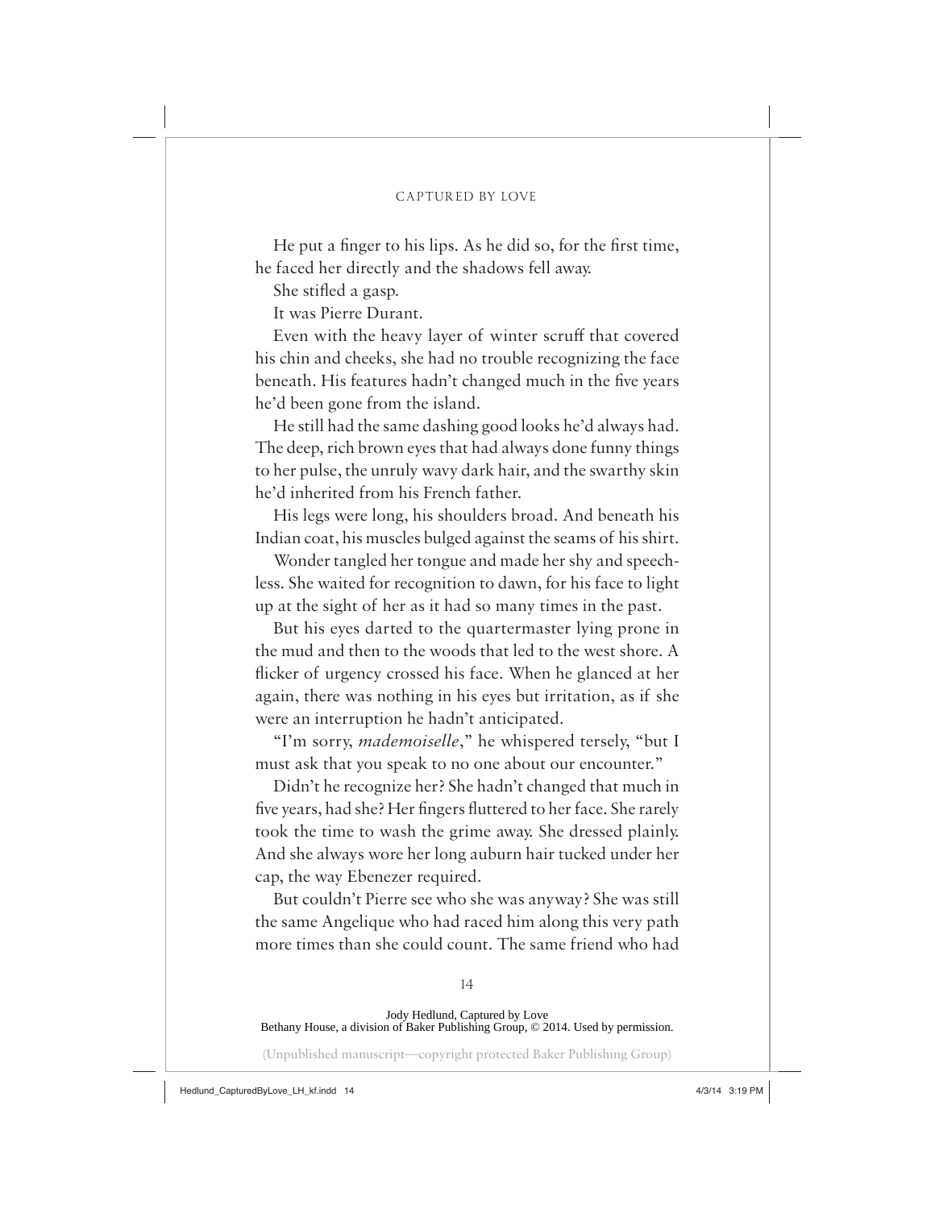He put a finger to his lips. As he did so, for the first time, he faced her directly and the shadows fell away.

She stifled a gasp.

It was Pierre Durant.

Even with the heavy layer of winter scruff that covered his chin and cheeks, she had no trouble recognizing the face beneath. His features hadn't changed much in the five years he'd been gone from the island.

He still had the same dashing good looks he'd always had. The deep, rich brown eyes that had always done funny things to her pulse, the unruly wavy dark hair, and the swarthy skin he'd inherited from his French father.

His legs were long, his shoulders broad. And beneath his Indian coat, his muscles bulged against the seams of his shirt.

Wonder tangled her tongue and made her shy and speechless. She waited for recognition to dawn, for his face to light up at the sight of her as it had so many times in the past.

But his eyes darted to the quartermaster lying prone in the mud and then to the woods that led to the west shore. A flicker of urgency crossed his face. When he glanced at her again, there was nothing in his eyes but irritation, as if she were an interruption he hadn't anticipated.

"I'm sorry, *mademoiselle*," he whispered tersely, "but I must ask that you speak to no one about our encounter."

Didn't he recognize her? She hadn't changed that much in five years, had she? Her fingers fluttered to her face. She rarely took the time to wash the grime away. She dressed plainly. And she always wore her long auburn hair tucked under her cap, the way Ebenezer required.

But couldn't Pierre see who she was anyway? She was still the same Angelique who had raced him along this very path more times than she could count. The same friend who had

Jody Hedlund, Captured by Love
Bethany House, a division of Baker Publishing Group, © 2014. Used by permission.

(Unpublished manuscript—copyright protected Baker Publishing Group)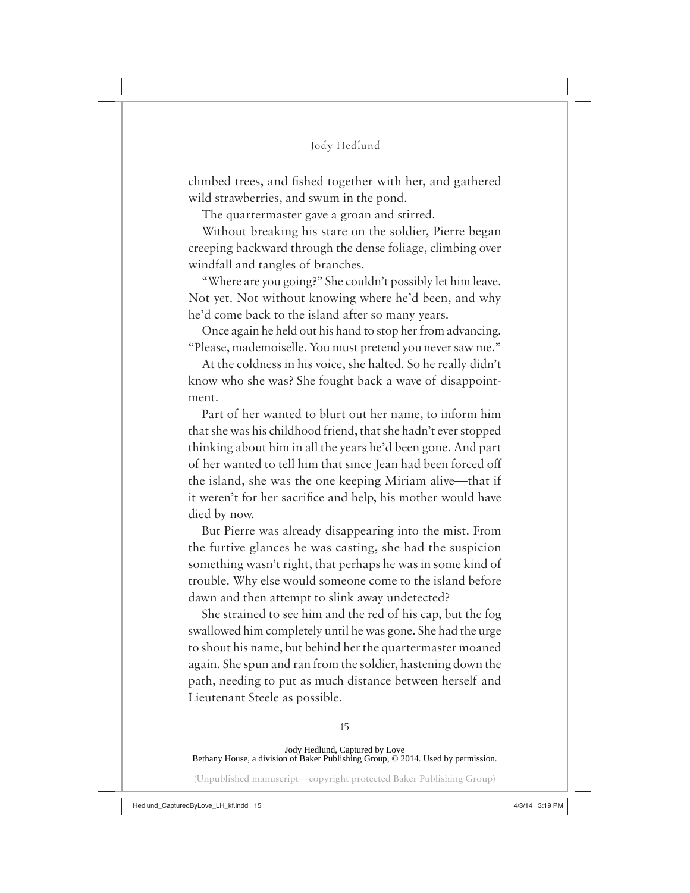climbed trees, and fished together with her, and gathered wild strawberries, and swum in the pond.

The quartermaster gave a groan and stirred.

Without breaking his stare on the soldier, Pierre began creeping backward through the dense foliage, climbing over windfall and tangles of branches.

"Where are you going?" She couldn't possibly let him leave. Not yet. Not without knowing where he'd been, and why he'd come back to the island after so many years.

Once again he held out his hand to stop her from advancing. "Please, mademoiselle. You must pretend you never saw me."

At the coldness in his voice, she halted. So he really didn't know who she was? She fought back a wave of disappointment.

Part of her wanted to blurt out her name, to inform him that she was his childhood friend, that she hadn't ever stopped thinking about him in all the years he'd been gone. And part of her wanted to tell him that since Jean had been forced off the island, she was the one keeping Miriam alive—that if it weren't for her sacrifice and help, his mother would have died by now.

But Pierre was already disappearing into the mist. From the furtive glances he was casting, she had the suspicion something wasn't right, that perhaps he was in some kind of trouble. Why else would someone come to the island before dawn and then attempt to slink away undetected?

She strained to see him and the red of his cap, but the fog swallowed him completely until he was gone. She had the urge to shout his name, but behind her the quartermaster moaned again. She spun and ran from the soldier, hastening down the path, needing to put as much distance between herself and Lieutenant Steele as possible.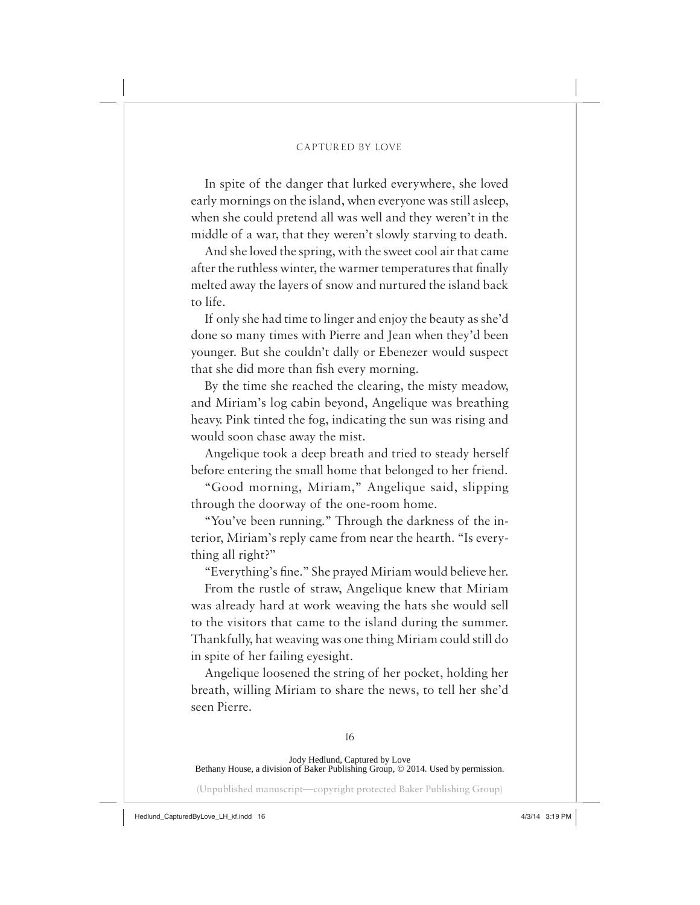In spite of the danger that lurked everywhere, she loved early mornings on the island, when everyone was still asleep, when she could pretend all was well and they weren't in the middle of a war, that they weren't slowly starving to death.

And she loved the spring, with the sweet cool air that came after the ruthless winter, the warmer temperatures that finally melted away the layers of snow and nurtured the island back to life.

If only she had time to linger and enjoy the beauty as she'd done so many times with Pierre and Jean when they'd been younger. But she couldn't dally or Ebenezer would suspect that she did more than fish every morning.

By the time she reached the clearing, the misty meadow, and Miriam's log cabin beyond, Angelique was breathing heavy. Pink tinted the fog, indicating the sun was rising and would soon chase away the mist.

Angelique took a deep breath and tried to steady herself before entering the small home that belonged to her friend.

"Good morning, Miriam," Angelique said, slipping through the doorway of the one-room home.

"You've been running." Through the darkness of the interior, Miriam's reply came from near the hearth. "Is everything all right?"

"Everything's fine." She prayed Miriam would believe her.

From the rustle of straw, Angelique knew that Miriam was already hard at work weaving the hats she would sell to the visitors that came to the island during the summer. Thankfully, hat weaving was one thing Miriam could still do in spite of her failing eyesight.

Angelique loosened the string of her pocket, holding her breath, willing Miriam to share the news, to tell her she'd seen Pierre.

Jody Hedlund, Captured by Love
Bethany House, a division of Baker Publishing Group, © 2014. Used by permission.

(Unpublished manuscript—copyright protected Baker Publishing Group)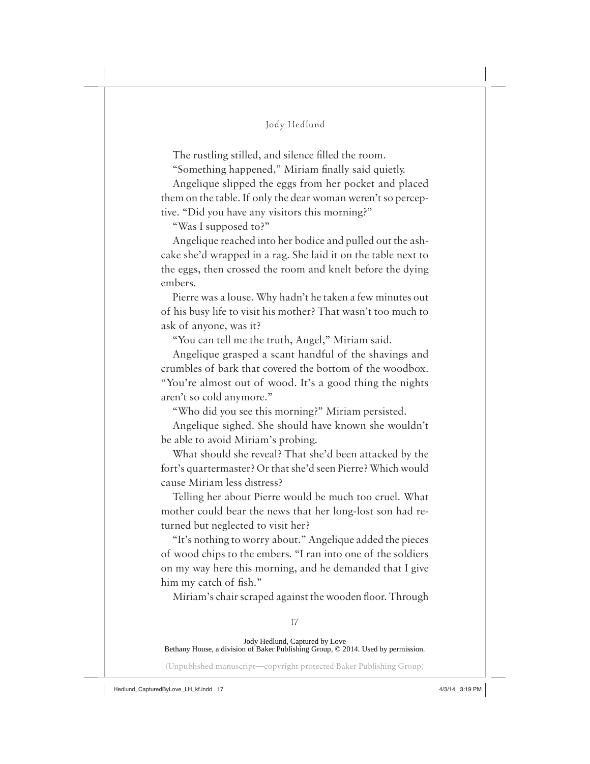The rustling stilled, and silence filled the room.

"Something happened," Miriam finally said quietly.

Angelique slipped the eggs from her pocket and placed them on the table. If only the dear woman weren't so perceptive. "Did you have any visitors this morning?"

"Was I supposed to?"

Angelique reached into her bodice and pulled out the ash-cake she'd wrapped in a rag. She laid it on the table next to the eggs, then crossed the room and knelt before the dying embers.

Pierre was a louse. Why hadn't he taken a few minutes out of his busy life to visit his mother? That wasn't too much to ask of anyone, was it?

"You can tell me the truth, Angel," Miriam said.

Angelique grasped a scant handful of the shavings and crumbles of bark that covered the bottom of the woodbox. "You're almost out of wood. It's a good thing the nights aren't so cold anymore."

"Who did you see this morning?" Miriam persisted.

Angelique sighed. She should have known she wouldn't be able to avoid Miriam's probing.

What should she reveal? That she'd been attacked by the fort's quartermaster? Or that she'd seen Pierre? Which would cause Miriam less distress?

Telling her about Pierre would be much too cruel. What mother could bear the news that her long-lost son had returned but neglected to visit her?

"It's nothing to worry about." Angelique added the pieces of wood chips to the embers. "I ran into one of the soldiers on my way here this morning, and he demanded that I give him my catch of fish."

Miriam's chair scraped against the wooden floor. Through

Jody Hedlund, Captured by Love
Bethany House, a division of Baker Publishing Group, © 2014. Used by permission.

(Unpublished manuscript—copyright protected Baker Publishing Group)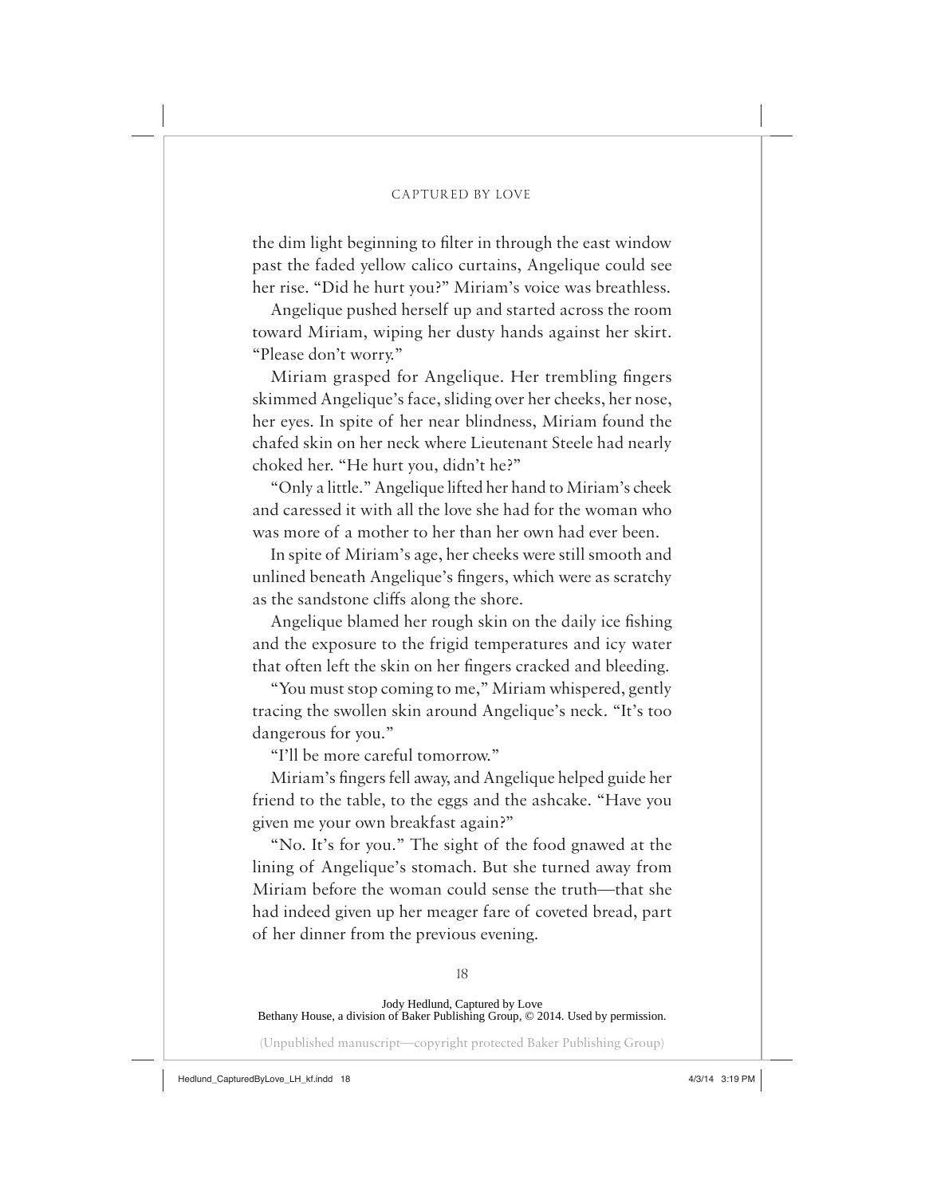the dim light beginning to filter in through the east window past the faded yellow calico curtains, Angelique could see her rise. "Did he hurt you?" Miriam's voice was breathless.

Angelique pushed herself up and started across the room toward Miriam, wiping her dusty hands against her skirt. "Please don't worry."

Miriam grasped for Angelique. Her trembling fingers skimmed Angelique's face, sliding over her cheeks, her nose, her eyes. In spite of her near blindness, Miriam found the chafed skin on her neck where Lieutenant Steele had nearly choked her. "He hurt you, didn't he?"

"Only a little." Angelique lifted her hand to Miriam's cheek and caressed it with all the love she had for the woman who was more of a mother to her than her own had ever been.

In spite of Miriam's age, her cheeks were still smooth and unlined beneath Angelique's fingers, which were as scratchy as the sandstone cliffs along the shore.

Angelique blamed her rough skin on the daily ice fishing and the exposure to the frigid temperatures and icy water that often left the skin on her fingers cracked and bleeding.

"You must stop coming to me," Miriam whispered, gently tracing the swollen skin around Angelique's neck. "It's too dangerous for you."

"I'll be more careful tomorrow."

Miriam's fingers fell away, and Angelique helped guide her friend to the table, to the eggs and the ashcake. "Have you given me your own breakfast again?"

"No. It's for you." The sight of the food gnawed at the lining of Angelique's stomach. But she turned away from Miriam before the woman could sense the truth—that she had indeed given up her meager fare of coveted bread, part of her dinner from the previous evening.

Jody Hedlund, Captured by Love
Bethany House, a division of Baker Publishing Group, © 2014. Used by permission.

(Unpublished manuscript—copyright protected Baker Publishing Group)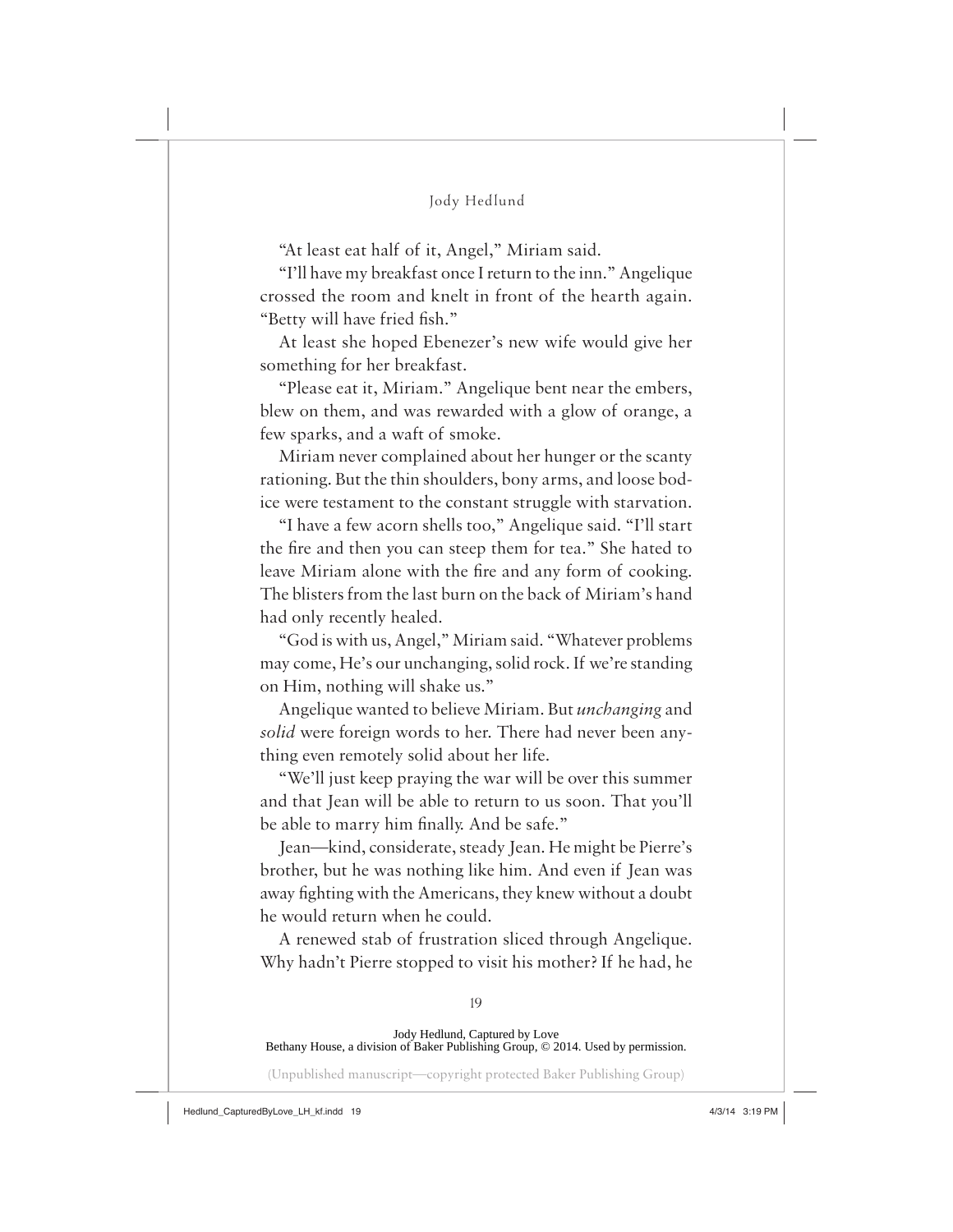"At least eat half of it, Angel," Miriam said.

"I'll have my breakfast once I return to the inn." Angelique crossed the room and knelt in front of the hearth again. "Betty will have fried fish."

At least she hoped Ebenezer's new wife would give her something for her breakfast.

"Please eat it, Miriam." Angelique bent near the embers, blew on them, and was rewarded with a glow of orange, a few sparks, and a waft of smoke.

Miriam never complained about her hunger or the scanty rationing. But the thin shoulders, bony arms, and loose bodice were testament to the constant struggle with starvation.

"I have a few acorn shells too," Angelique said. "I'll start the fire and then you can steep them for tea." She hated to leave Miriam alone with the fire and any form of cooking. The blisters from the last burn on the back of Miriam's hand had only recently healed.

"God is with us, Angel," Miriam said. "Whatever problems may come, He's our unchanging, solid rock. If we're standing on Him, nothing will shake us."

Angelique wanted to believe Miriam. But *unchanging* and *solid* were foreign words to her. There had never been anything even remotely solid about her life.

"We'll just keep praying the war will be over this summer and that Jean will be able to return to us soon. That you'll be able to marry him finally. And be safe."

Jean—kind, considerate, steady Jean. He might be Pierre's brother, but he was nothing like him. And even if Jean was away fighting with the Americans, they knew without a doubt he would return when he could.

A renewed stab of frustration sliced through Angelique. Why hadn't Pierre stopped to visit his mother? If he had, he

Jody Hedlund, Captured by Love
Bethany House, a division of Baker Publishing Group, © 2014. Used by permission.

(Unpublished manuscript—copyright protected Baker Publishing Group)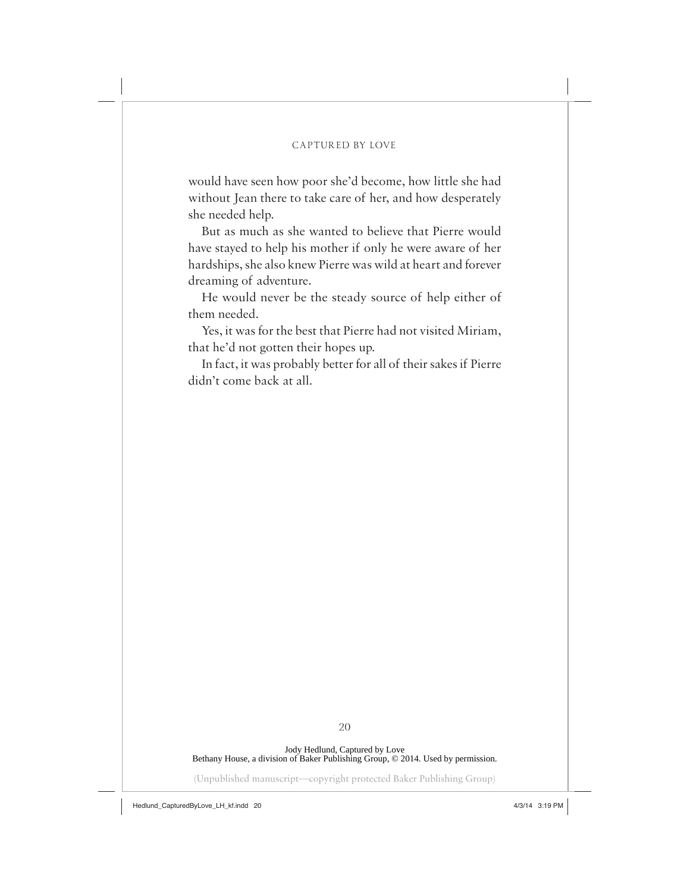would have seen how poor she'd become, how little she had without Jean there to take care of her, and how desperately she needed help.

But as much as she wanted to believe that Pierre would have stayed to help his mother if only he were aware of her hardships, she also knew Pierre was wild at heart and forever dreaming of adventure.

He would never be the steady source of help either of them needed.

Yes, it was for the best that Pierre had not visited Miriam, that he'd not gotten their hopes up.

In fact, it was probably better for all of their sakes if Pierre didn't come back at all.